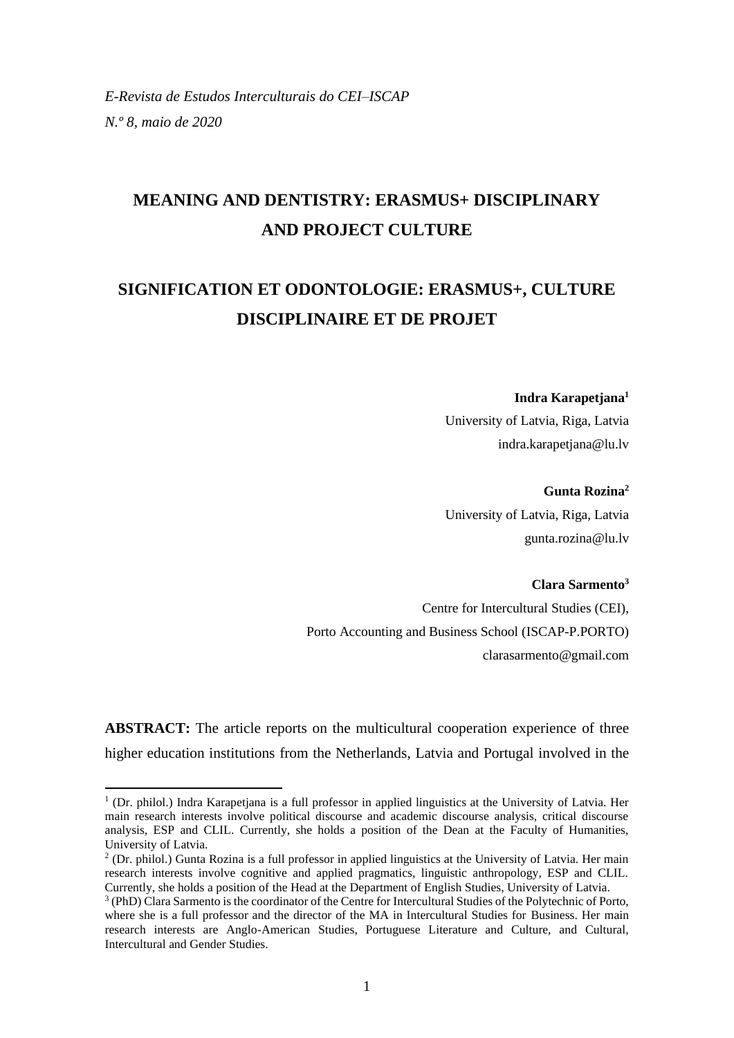*E-Revista de Estudos Interculturais do CEI–ISCAP*
*N.º 8, maio de 2020*

# MEANING AND DENTISTRY: ERASMUS+ DISCIPLINARY AND PROJECT CULTURE

# SIGNIFICATION ET ODONTOLOGIE: ERASMUS+, CULTURE DISCIPLINAIRE ET DE PROJET

**Indra Karapetjana**[1]
University of Latvia, Riga, Latvia
indra.karapetjana@lu.lv

**Gunta Rozina**[2]
University of Latvia, Riga, Latvia
gunta.rozina@lu.lv

**Clara Sarmento**[3]
Centre for Intercultural Studies (CEI),
Porto Accounting and Business School (ISCAP-P.PORTO)
clarasarmento@gmail.com

**ABSTRACT:** The article reports on the multicultural cooperation experience of three higher education institutions from the Netherlands, Latvia and Portugal involved in the

---

[1] (Dr. philol.) Indra Karapetjana is a full professor in applied linguistics at the University of Latvia. Her main research interests involve political discourse and academic discourse analysis, critical discourse analysis, ESP and CLIL. Currently, she holds a position of the Dean at the Faculty of Humanities, University of Latvia.

[2] (Dr. philol.) Gunta Rozina is a full professor in applied linguistics at the University of Latvia. Her main research interests involve cognitive and applied pragmatics, linguistic anthropology, ESP and CLIL. Currently, she holds a position of the Head at the Department of English Studies, University of Latvia.

[3] (PhD) Clara Sarmento is the coordinator of the Centre for Intercultural Studies of the Polytechnic of Porto, where she is a full professor and the director of the MA in Intercultural Studies for Business. Her main research interests are Anglo-American Studies, Portuguese Literature and Culture, and Cultural, Intercultural and Gender Studies.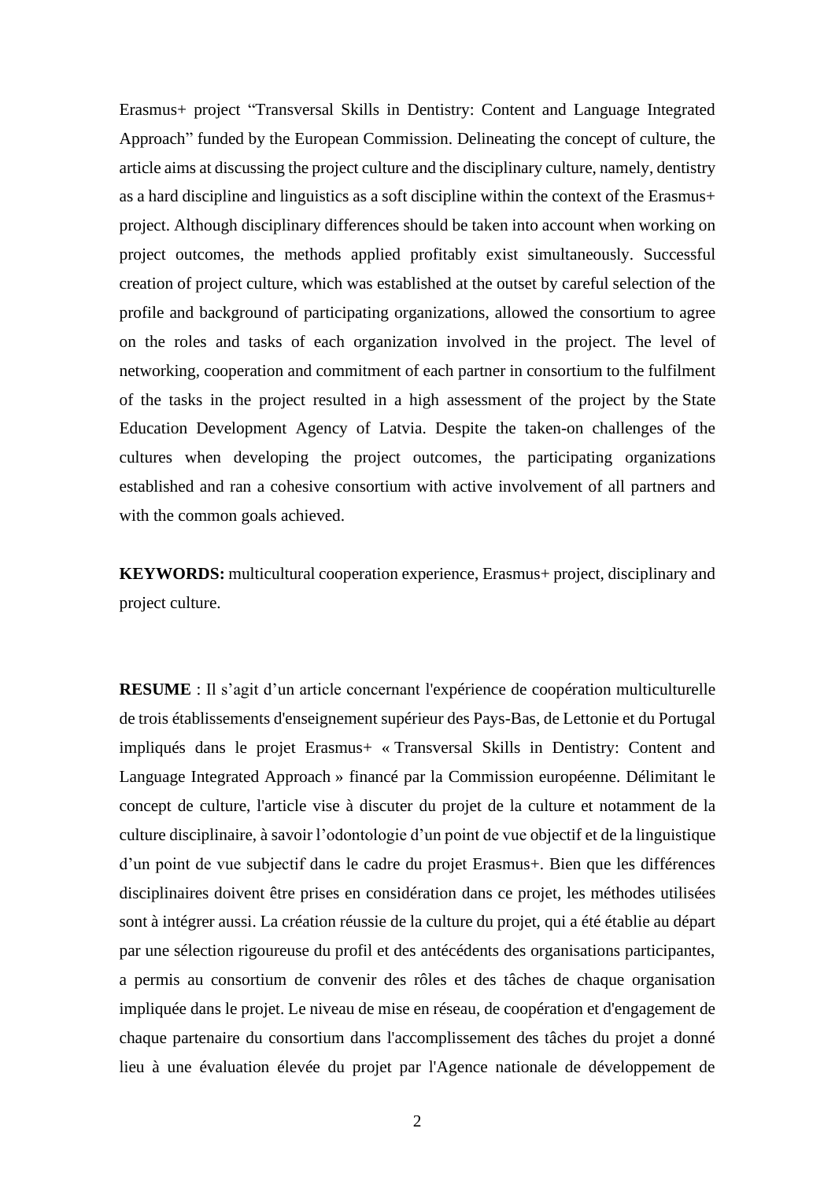Erasmus+ project "Transversal Skills in Dentistry: Content and Language Integrated Approach" funded by the European Commission. Delineating the concept of culture, the article aims at discussing the project culture and the disciplinary culture, namely, dentistry as a hard discipline and linguistics as a soft discipline within the context of the Erasmus+ project. Although disciplinary differences should be taken into account when working on project outcomes, the methods applied profitably exist simultaneously. Successful creation of project culture, which was established at the outset by careful selection of the profile and background of participating organizations, allowed the consortium to agree on the roles and tasks of each organization involved in the project. The level of networking, cooperation and commitment of each partner in consortium to the fulfilment of the tasks in the project resulted in a high assessment of the project by the State Education Development Agency of Latvia. Despite the taken-on challenges of the cultures when developing the project outcomes, the participating organizations established and ran a cohesive consortium with active involvement of all partners and with the common goals achieved.

**KEYWORDS:** multicultural cooperation experience, Erasmus+ project, disciplinary and project culture.

**RESUME** : Il s'agit d'un article concernant l'expérience de coopération multiculturelle de trois établissements d'enseignement supérieur des Pays-Bas, de Lettonie et du Portugal impliqués dans le projet Erasmus+ « Transversal Skills in Dentistry: Content and Language Integrated Approach » financé par la Commission européenne. Délimitant le concept de culture, l'article vise à discuter du projet de la culture et notamment de la culture disciplinaire, à savoir l'odontologie d'un point de vue objectif et de la linguistique d'un point de vue subjectif dans le cadre du projet Erasmus+. Bien que les différences disciplinaires doivent être prises en considération dans ce projet, les méthodes utilisées sont à intégrer aussi. La création réussie de la culture du projet, qui a été établie au départ par une sélection rigoureuse du profil et des antécédents des organisations participantes, a permis au consortium de convenir des rôles et des tâches de chaque organisation impliquée dans le projet. Le niveau de mise en réseau, de coopération et d'engagement de chaque partenaire du consortium dans l'accomplissement des tâches du projet a donné lieu à une évaluation élevée du projet par l'Agence nationale de développement de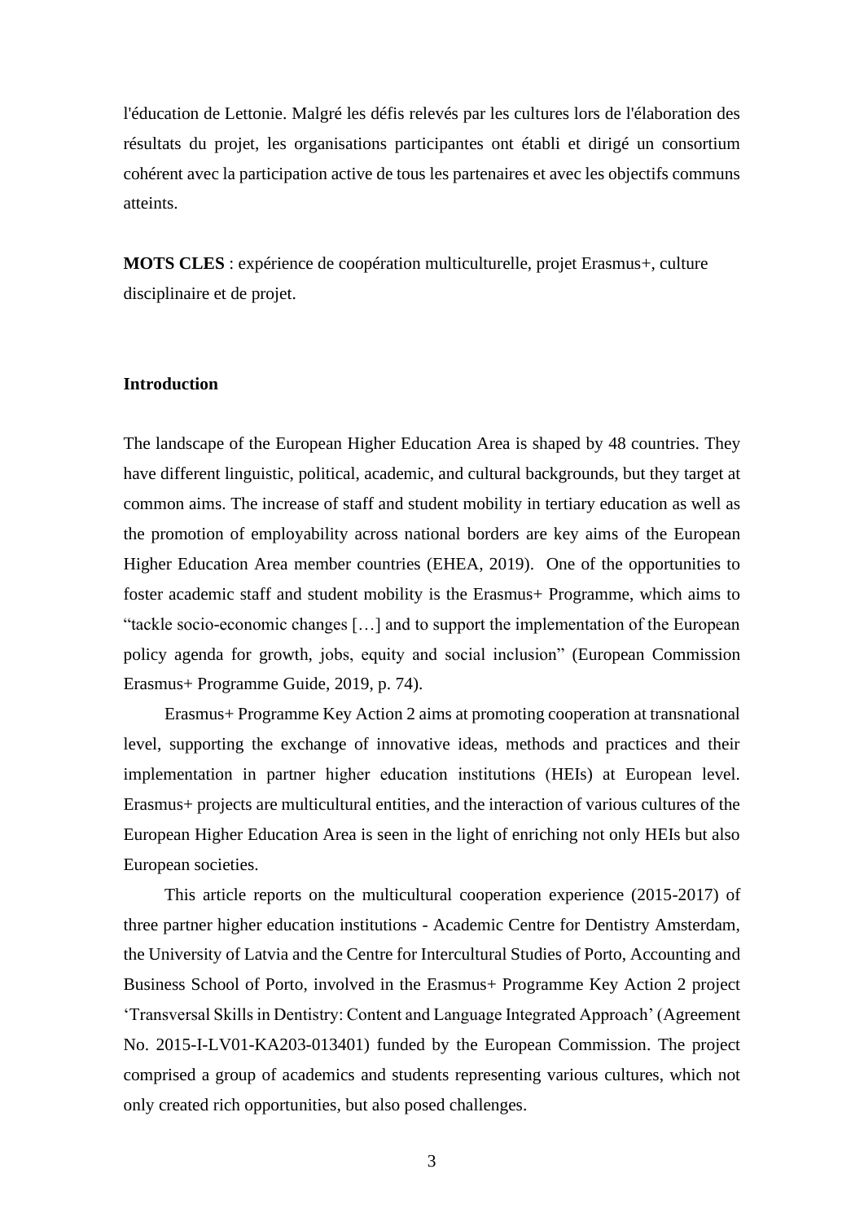l'éducation de Lettonie. Malgré les défis relevés par les cultures lors de l'élaboration des résultats du projet, les organisations participantes ont établi et dirigé un consortium cohérent avec la participation active de tous les partenaires et avec les objectifs communs atteints.

**MOTS CLES** : expérience de coopération multiculturelle, projet Erasmus+, culture disciplinaire et de projet.

## Introduction

The landscape of the European Higher Education Area is shaped by 48 countries. They have different linguistic, political, academic, and cultural backgrounds, but they target at common aims. The increase of staff and student mobility in tertiary education as well as the promotion of employability across national borders are key aims of the European Higher Education Area member countries (EHEA, 2019). One of the opportunities to foster academic staff and student mobility is the Erasmus+ Programme, which aims to "tackle socio-economic changes […] and to support the implementation of the European policy agenda for growth, jobs, equity and social inclusion" (European Commission Erasmus+ Programme Guide, 2019, p. 74).

Erasmus+ Programme Key Action 2 aims at promoting cooperation at transnational level, supporting the exchange of innovative ideas, methods and practices and their implementation in partner higher education institutions (HEIs) at European level. Erasmus+ projects are multicultural entities, and the interaction of various cultures of the European Higher Education Area is seen in the light of enriching not only HEIs but also European societies.

This article reports on the multicultural cooperation experience (2015-2017) of three partner higher education institutions - Academic Centre for Dentistry Amsterdam, the University of Latvia and the Centre for Intercultural Studies of Porto, Accounting and Business School of Porto, involved in the Erasmus+ Programme Key Action 2 project 'Transversal Skills in Dentistry: Content and Language Integrated Approach' (Agreement No. 2015-I-LV01-KA203-013401) funded by the European Commission. The project comprised a group of academics and students representing various cultures, which not only created rich opportunities, but also posed challenges.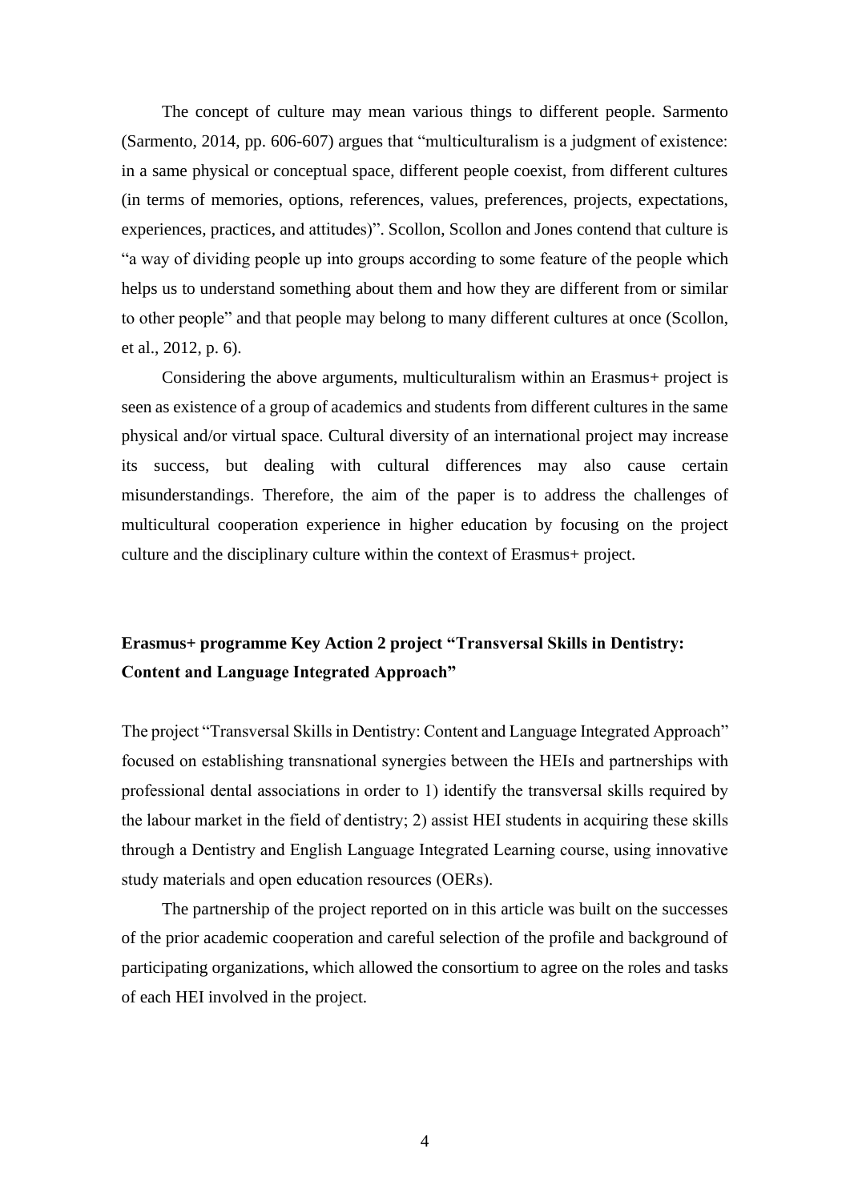The concept of culture may mean various things to different people. Sarmento (Sarmento, 2014, pp. 606-607) argues that "multiculturalism is a judgment of existence: in a same physical or conceptual space, different people coexist, from different cultures (in terms of memories, options, references, values, preferences, projects, expectations, experiences, practices, and attitudes)". Scollon, Scollon and Jones contend that culture is "a way of dividing people up into groups according to some feature of the people which helps us to understand something about them and how they are different from or similar to other people" and that people may belong to many different cultures at once (Scollon, et al., 2012, p. 6).

Considering the above arguments, multiculturalism within an Erasmus+ project is seen as existence of a group of academics and students from different cultures in the same physical and/or virtual space. Cultural diversity of an international project may increase its success, but dealing with cultural differences may also cause certain misunderstandings. Therefore, the aim of the paper is to address the challenges of multicultural cooperation experience in higher education by focusing on the project culture and the disciplinary culture within the context of Erasmus+ project.

## Erasmus+ programme Key Action 2 project "Transversal Skills in Dentistry: Content and Language Integrated Approach"

The project "Transversal Skills in Dentistry: Content and Language Integrated Approach" focused on establishing transnational synergies between the HEIs and partnerships with professional dental associations in order to 1) identify the transversal skills required by the labour market in the field of dentistry; 2) assist HEI students in acquiring these skills through a Dentistry and English Language Integrated Learning course, using innovative study materials and open education resources (OERs).

The partnership of the project reported on in this article was built on the successes of the prior academic cooperation and careful selection of the profile and background of participating organizations, which allowed the consortium to agree on the roles and tasks of each HEI involved in the project.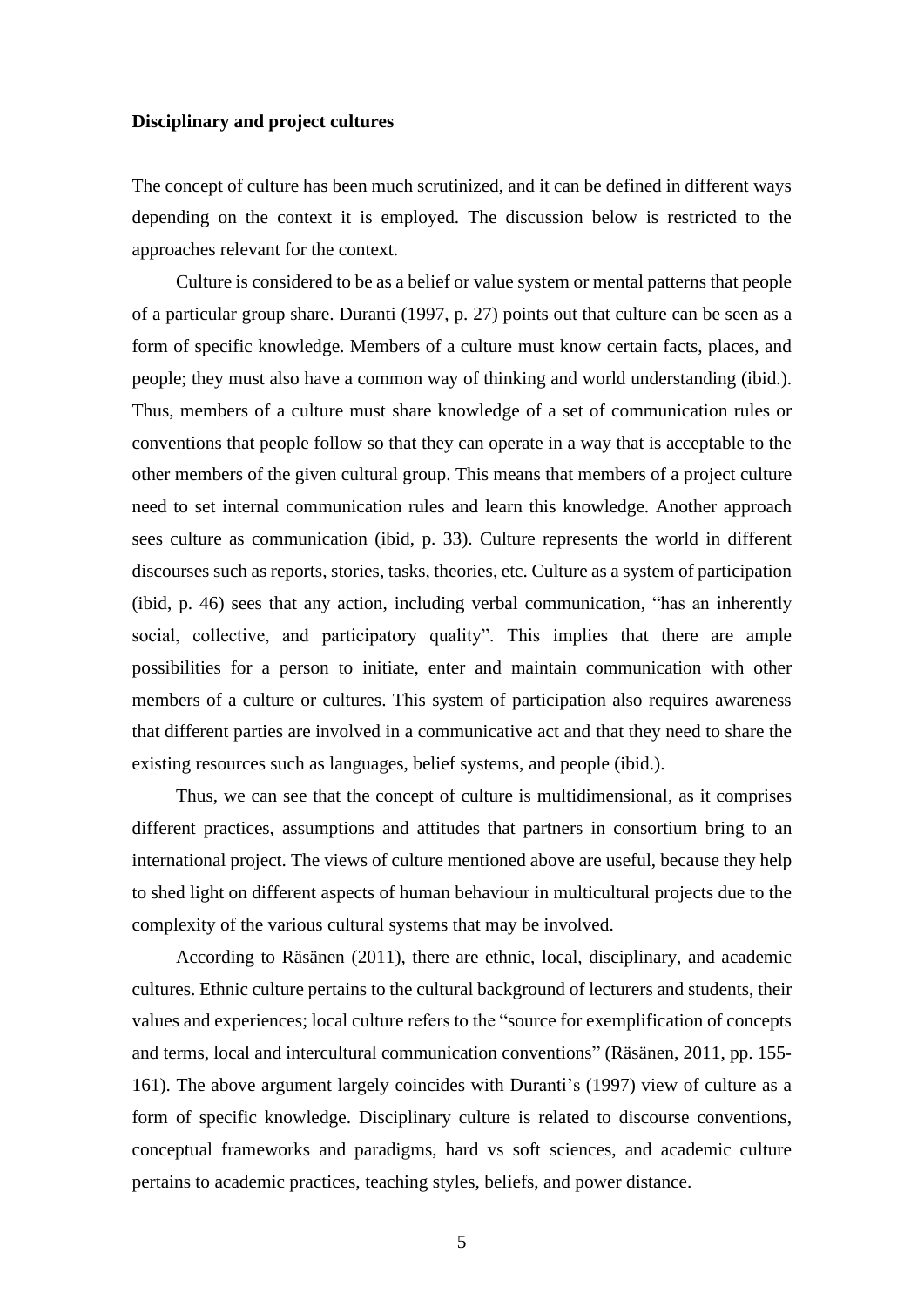**Disciplinary and project cultures**

The concept of culture has been much scrutinized, and it can be defined in different ways depending on the context it is employed. The discussion below is restricted to the approaches relevant for the context.

Culture is considered to be as a belief or value system or mental patterns that people of a particular group share. Duranti (1997, p. 27) points out that culture can be seen as a form of specific knowledge. Members of a culture must know certain facts, places, and people; they must also have a common way of thinking and world understanding (ibid.). Thus, members of a culture must share knowledge of a set of communication rules or conventions that people follow so that they can operate in a way that is acceptable to the other members of the given cultural group. This means that members of a project culture need to set internal communication rules and learn this knowledge. Another approach sees culture as communication (ibid, p. 33). Culture represents the world in different discourses such as reports, stories, tasks, theories, etc. Culture as a system of participation (ibid, p. 46) sees that any action, including verbal communication, "has an inherently social, collective, and participatory quality". This implies that there are ample possibilities for a person to initiate, enter and maintain communication with other members of a culture or cultures. This system of participation also requires awareness that different parties are involved in a communicative act and that they need to share the existing resources such as languages, belief systems, and people (ibid.).

Thus, we can see that the concept of culture is multidimensional, as it comprises different practices, assumptions and attitudes that partners in consortium bring to an international project. The views of culture mentioned above are useful, because they help to shed light on different aspects of human behaviour in multicultural projects due to the complexity of the various cultural systems that may be involved.

According to Räsänen (2011), there are ethnic, local, disciplinary, and academic cultures. Ethnic culture pertains to the cultural background of lecturers and students, their values and experiences; local culture refers to the "source for exemplification of concepts and terms, local and intercultural communication conventions" (Räsänen, 2011, pp. 155-161). The above argument largely coincides with Duranti's (1997) view of culture as a form of specific knowledge. Disciplinary culture is related to discourse conventions, conceptual frameworks and paradigms, hard vs soft sciences, and academic culture pertains to academic practices, teaching styles, beliefs, and power distance.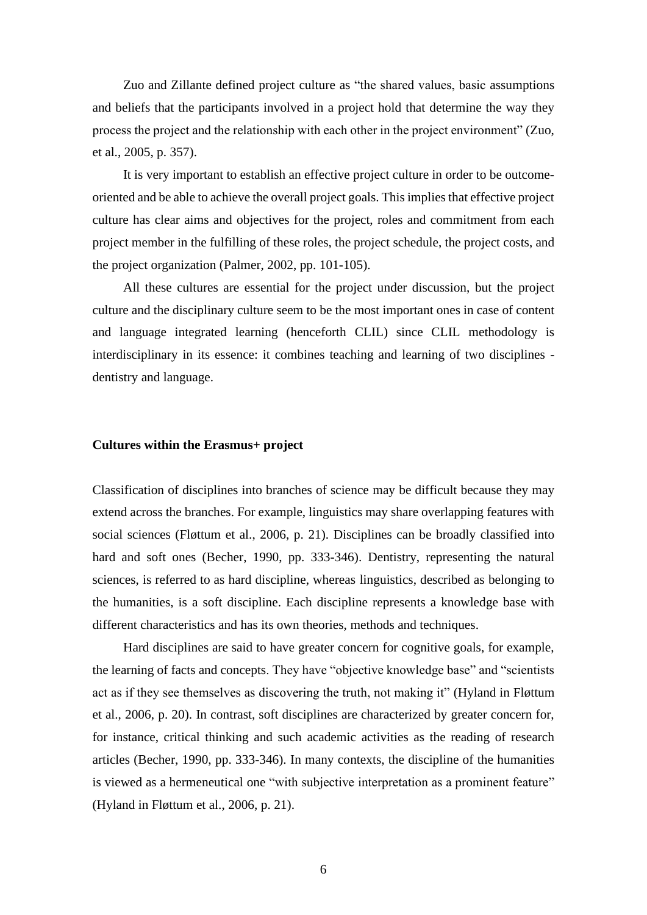Zuo and Zillante defined project culture as "the shared values, basic assumptions and beliefs that the participants involved in a project hold that determine the way they process the project and the relationship with each other in the project environment" (Zuo, et al., 2005, p. 357).

It is very important to establish an effective project culture in order to be outcome-oriented and be able to achieve the overall project goals. This implies that effective project culture has clear aims and objectives for the project, roles and commitment from each project member in the fulfilling of these roles, the project schedule, the project costs, and the project organization (Palmer, 2002, pp. 101-105).

All these cultures are essential for the project under discussion, but the project culture and the disciplinary culture seem to be the most important ones in case of content and language integrated learning (henceforth CLIL) since CLIL methodology is interdisciplinary in its essence: it combines teaching and learning of two disciplines - dentistry and language.

**Cultures within the Erasmus+ project**

Classification of disciplines into branches of science may be difficult because they may extend across the branches. For example, linguistics may share overlapping features with social sciences (Fløttum et al., 2006, p. 21). Disciplines can be broadly classified into hard and soft ones (Becher, 1990, pp. 333-346). Dentistry, representing the natural sciences, is referred to as hard discipline, whereas linguistics, described as belonging to the humanities, is a soft discipline. Each discipline represents a knowledge base with different characteristics and has its own theories, methods and techniques.

Hard disciplines are said to have greater concern for cognitive goals, for example, the learning of facts and concepts. They have "objective knowledge base" and "scientists act as if they see themselves as discovering the truth, not making it" (Hyland in Fløttum et al., 2006, p. 20). In contrast, soft disciplines are characterized by greater concern for, for instance, critical thinking and such academic activities as the reading of research articles (Becher, 1990, pp. 333-346). In many contexts, the discipline of the humanities is viewed as a hermeneutical one "with subjective interpretation as a prominent feature" (Hyland in Fløttum et al., 2006, p. 21).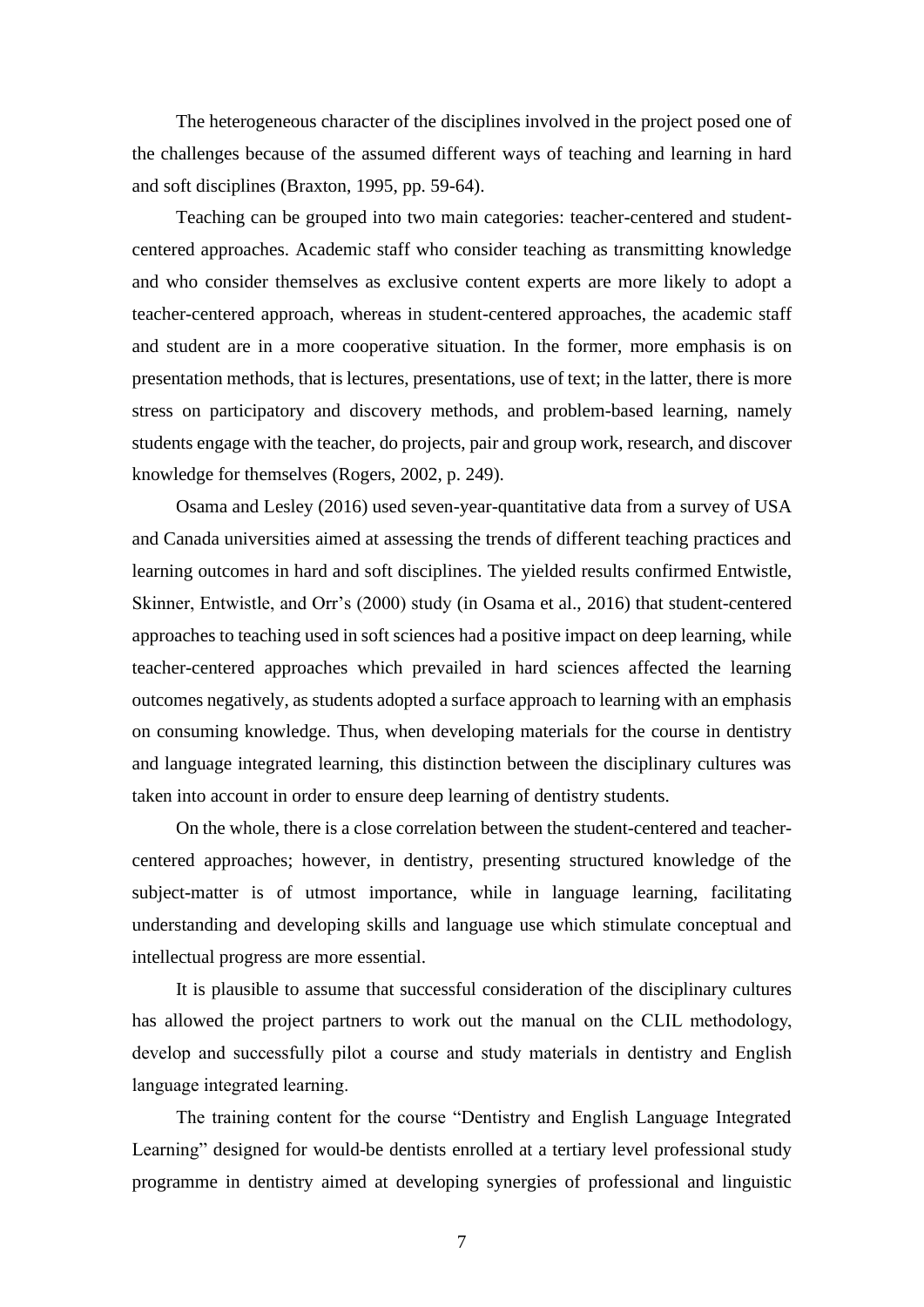The heterogeneous character of the disciplines involved in the project posed one of the challenges because of the assumed different ways of teaching and learning in hard and soft disciplines (Braxton, 1995, pp. 59-64).

Teaching can be grouped into two main categories: teacher-centered and student-centered approaches. Academic staff who consider teaching as transmitting knowledge and who consider themselves as exclusive content experts are more likely to adopt a teacher-centered approach, whereas in student-centered approaches, the academic staff and student are in a more cooperative situation. In the former, more emphasis is on presentation methods, that is lectures, presentations, use of text; in the latter, there is more stress on participatory and discovery methods, and problem-based learning, namely students engage with the teacher, do projects, pair and group work, research, and discover knowledge for themselves (Rogers, 2002, p. 249).

Osama and Lesley (2016) used seven-year-quantitative data from a survey of USA and Canada universities aimed at assessing the trends of different teaching practices and learning outcomes in hard and soft disciplines. The yielded results confirmed Entwistle, Skinner, Entwistle, and Orr's (2000) study (in Osama et al., 2016) that student-centered approaches to teaching used in soft sciences had a positive impact on deep learning, while teacher-centered approaches which prevailed in hard sciences affected the learning outcomes negatively, as students adopted a surface approach to learning with an emphasis on consuming knowledge. Thus, when developing materials for the course in dentistry and language integrated learning, this distinction between the disciplinary cultures was taken into account in order to ensure deep learning of dentistry students.

On the whole, there is a close correlation between the student-centered and teacher-centered approaches; however, in dentistry, presenting structured knowledge of the subject-matter is of utmost importance, while in language learning, facilitating understanding and developing skills and language use which stimulate conceptual and intellectual progress are more essential.

It is plausible to assume that successful consideration of the disciplinary cultures has allowed the project partners to work out the manual on the CLIL methodology, develop and successfully pilot a course and study materials in dentistry and English language integrated learning.

The training content for the course "Dentistry and English Language Integrated Learning" designed for would-be dentists enrolled at a tertiary level professional study programme in dentistry aimed at developing synergies of professional and linguistic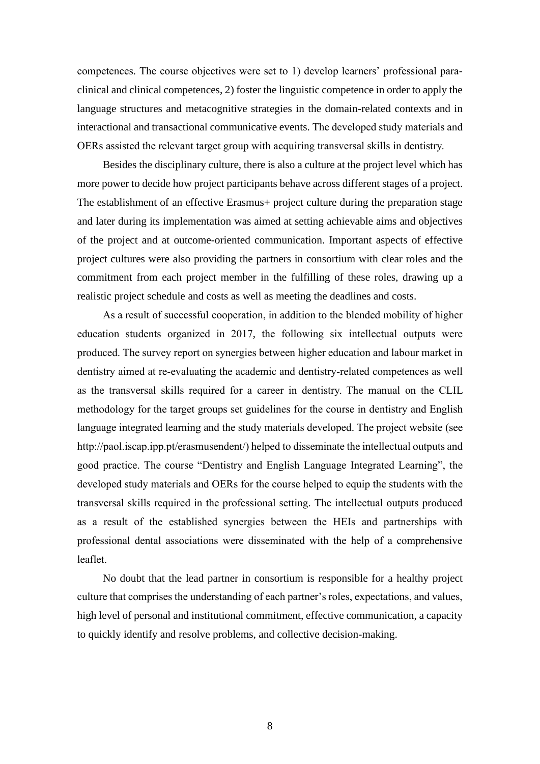competences. The course objectives were set to 1) develop learners' professional para-clinical and clinical competences, 2) foster the linguistic competence in order to apply the language structures and metacognitive strategies in the domain-related contexts and in interactional and transactional communicative events. The developed study materials and OERs assisted the relevant target group with acquiring transversal skills in dentistry.

Besides the disciplinary culture, there is also a culture at the project level which has more power to decide how project participants behave across different stages of a project. The establishment of an effective Erasmus+ project culture during the preparation stage and later during its implementation was aimed at setting achievable aims and objectives of the project and at outcome-oriented communication. Important aspects of effective project cultures were also providing the partners in consortium with clear roles and the commitment from each project member in the fulfilling of these roles, drawing up a realistic project schedule and costs as well as meeting the deadlines and costs.

As a result of successful cooperation, in addition to the blended mobility of higher education students organized in 2017, the following six intellectual outputs were produced. The survey report on synergies between higher education and labour market in dentistry aimed at re-evaluating the academic and dentistry-related competences as well as the transversal skills required for a career in dentistry. The manual on the CLIL methodology for the target groups set guidelines for the course in dentistry and English language integrated learning and the study materials developed. The project website (see http://paol.iscap.ipp.pt/erasmusendent/) helped to disseminate the intellectual outputs and good practice. The course "Dentistry and English Language Integrated Learning", the developed study materials and OERs for the course helped to equip the students with the transversal skills required in the professional setting. The intellectual outputs produced as a result of the established synergies between the HEIs and partnerships with professional dental associations were disseminated with the help of a comprehensive leaflet.

No doubt that the lead partner in consortium is responsible for a healthy project culture that comprises the understanding of each partner's roles, expectations, and values, high level of personal and institutional commitment, effective communication, a capacity to quickly identify and resolve problems, and collective decision-making.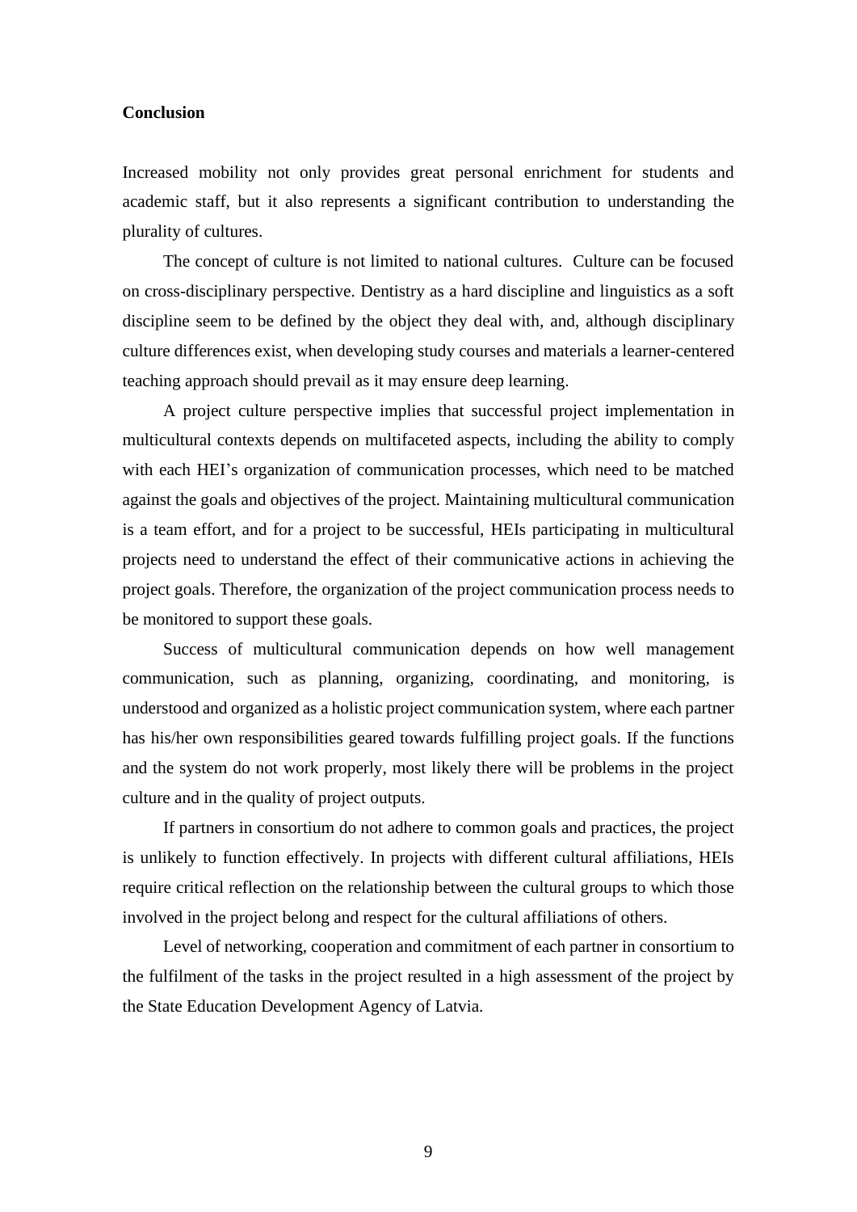**Conclusion**

Increased mobility not only provides great personal enrichment for students and academic staff, but it also represents a significant contribution to understanding the plurality of cultures.

The concept of culture is not limited to national cultures.  Culture can be focused on cross-disciplinary perspective. Dentistry as a hard discipline and linguistics as a soft discipline seem to be defined by the object they deal with, and, although disciplinary culture differences exist, when developing study courses and materials a learner-centered teaching approach should prevail as it may ensure deep learning.

A project culture perspective implies that successful project implementation in multicultural contexts depends on multifaceted aspects, including the ability to comply with each HEI's organization of communication processes, which need to be matched against the goals and objectives of the project. Maintaining multicultural communication is a team effort, and for a project to be successful, HEIs participating in multicultural projects need to understand the effect of their communicative actions in achieving the project goals. Therefore, the organization of the project communication process needs to be monitored to support these goals.

Success of multicultural communication depends on how well management communication, such as planning, organizing, coordinating, and monitoring, is understood and organized as a holistic project communication system, where each partner has his/her own responsibilities geared towards fulfilling project goals. If the functions and the system do not work properly, most likely there will be problems in the project culture and in the quality of project outputs.

If partners in consortium do not adhere to common goals and practices, the project is unlikely to function effectively. In projects with different cultural affiliations, HEIs require critical reflection on the relationship between the cultural groups to which those involved in the project belong and respect for the cultural affiliations of others.

Level of networking, cooperation and commitment of each partner in consortium to the fulfilment of the tasks in the project resulted in a high assessment of the project by the State Education Development Agency of Latvia.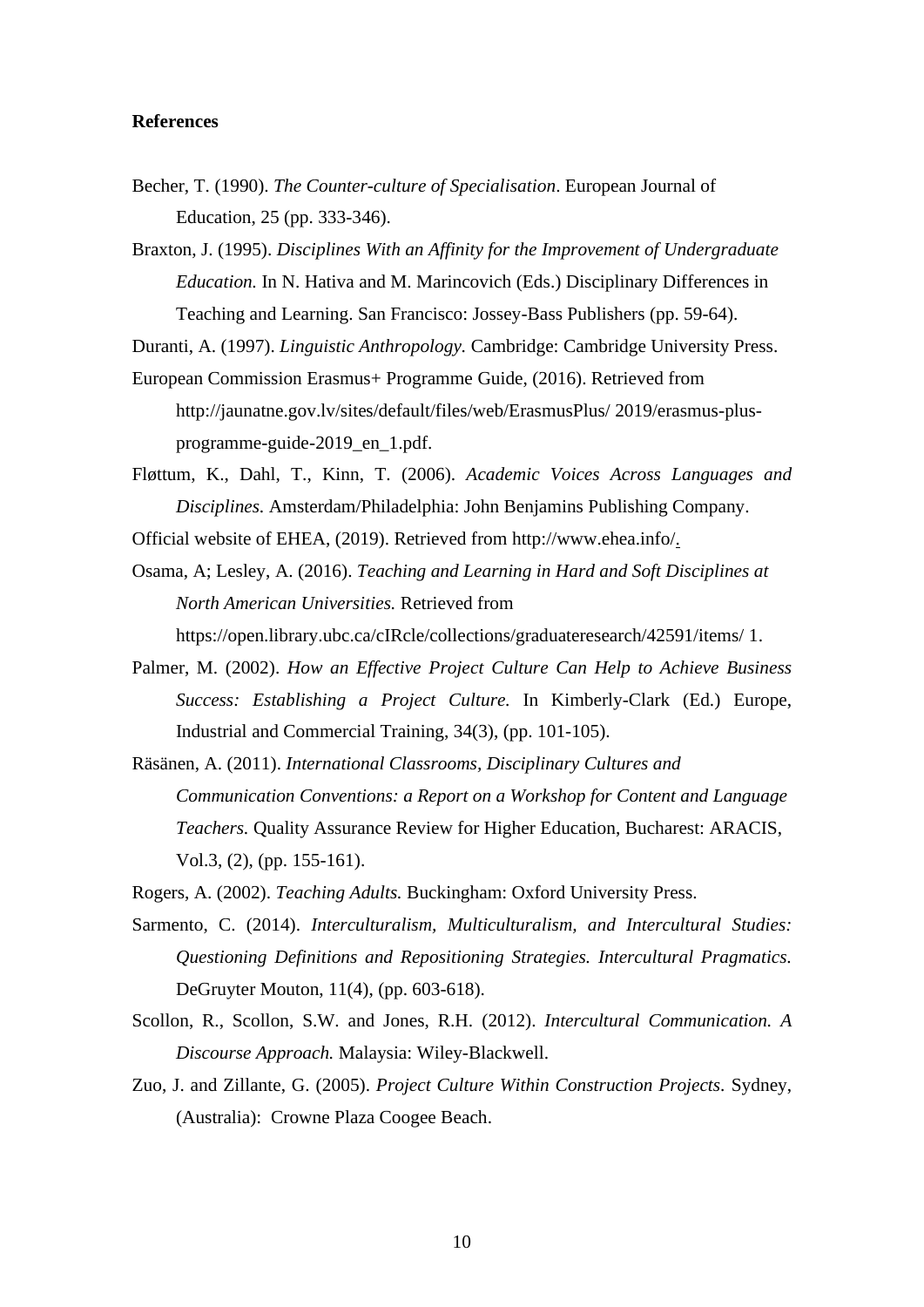**References**

Becher, T. (1990). *The Counter-culture of Specialisation*. European Journal of Education, 25 (pp. 333-346).

Braxton, J. (1995). *Disciplines With an Affinity for the Improvement of Undergraduate Education.* In N. Hativa and M. Marincovich (Eds.) Disciplinary Differences in Teaching and Learning. San Francisco: Jossey-Bass Publishers (pp. 59-64).

Duranti, A. (1997). *Linguistic Anthropology.* Cambridge: Cambridge University Press.

European Commission Erasmus+ Programme Guide, (2016). Retrieved from http://jaunatne.gov.lv/sites/default/files/web/ErasmusPlus/ 2019/erasmus-plus-programme-guide-2019_en_1.pdf.

Fløttum, K., Dahl, T., Kinn, T. (2006). *Academic Voices Across Languages and Disciplines.* Amsterdam/Philadelphia: John Benjamins Publishing Company.

Official website of EHEA, (2019). Retrieved from http://www.ehea.info/.

Osama, A; Lesley, A. (2016). *Teaching and Learning in Hard and Soft Disciplines at North American Universities.* Retrieved from https://open.library.ubc.ca/cIRcle/collections/graduateresearch/42591/items/ 1.

Palmer, M. (2002). *How an Effective Project Culture Can Help to Achieve Business Success: Establishing a Project Culture.* In Kimberly-Clark (Ed.) Europe, Industrial and Commercial Training, 34(3), (pp. 101-105).

Räsänen, A. (2011). *International Classrooms, Disciplinary Cultures and Communication Conventions: a Report on a Workshop for Content and Language Teachers.* Quality Assurance Review for Higher Education, Bucharest: ARACIS, Vol.3, (2), (pp. 155-161).

Rogers, A. (2002). *Teaching Adults.* Buckingham: Oxford University Press.

Sarmento, C. (2014). *Interculturalism, Multiculturalism, and Intercultural Studies: Questioning Definitions and Repositioning Strategies. Intercultural Pragmatics.* DeGruyter Mouton, 11(4), (pp. 603-618).

Scollon, R., Scollon, S.W. and Jones, R.H. (2012). *Intercultural Communication. A Discourse Approach.* Malaysia: Wiley-Blackwell.

Zuo, J. and Zillante, G. (2005). *Project Culture Within Construction Projects*. Sydney, (Australia): Crowne Plaza Coogee Beach.